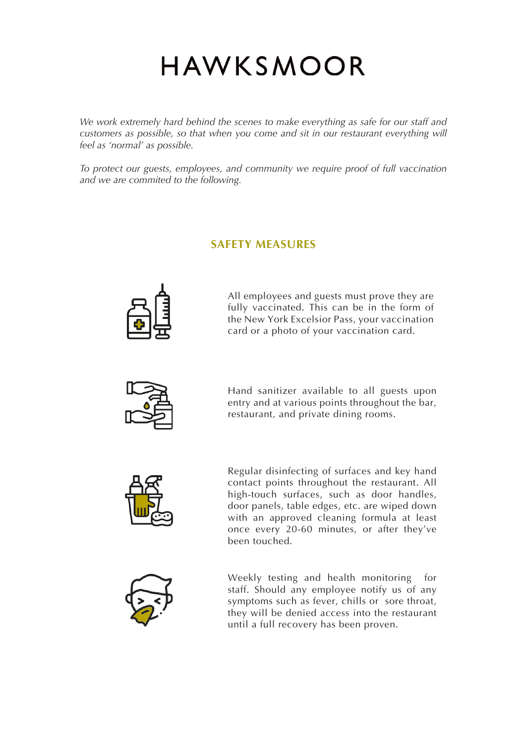# HAWKSMOOR

*We work extremely hard behind the scenes to make everything as safe for our staff and customers as possible, so that when you come and sit in our restaurant everything will feel as 'normal' as possible.*

*To protect our guests, employees, and community we require proof of full vaccination and we are commited to the following.*

## SAFETY MEASURES

All employees and guests must prove they are fully vaccinated. This can be in the form of the New York Excelsior Pass, your vaccination card or a photo of your vaccination card.

Hand sanitizer available to all guests upon entry and at various points throughout the bar, restaurant, and private dining rooms.

Regular disinfecting of surfaces and key hand contact points throughout the restaurant. All high-touch surfaces, such as door handles, door panels, table edges, etc. are wiped down with an approved cleaning formula at least once every 20-60 minutes, or after they've been touched.

Weekly testing and health monitoring for staff. Should any employee notify us of any symptoms such as fever, chills or sore throat, they will be denied access into the restaurant until a full recovery has been proven.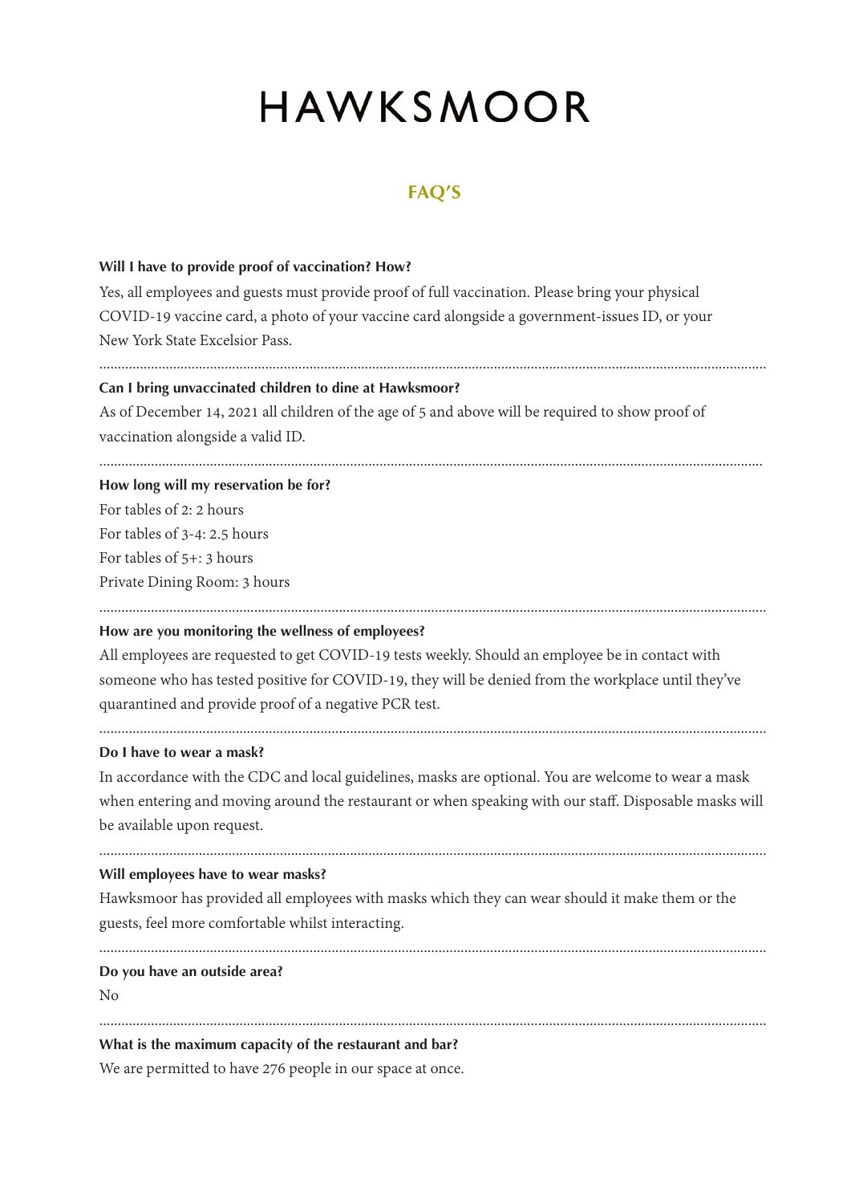# HAWKSMOOR

## FAQ'S

**Will I have to provide proof of vaccination? How?**

Yes, all employees and guests must provide proof of full vaccination. Please bring your physical COVID-19 vaccine card, a photo of your vaccine card alongside a government-issues ID, or your New York State Excelsior Pass.

**Can I bring unvaccinated children to dine at Hawksmoor?**

As of December 14, 2021 all children of the age of 5 and above will be required to show proof of vaccination alongside a valid ID.

**How long will my reservation be for?**

For tables of 2: 2 hours
For tables of 3-4: 2.5 hours
For tables of 5+: 3 hours
Private Dining Room: 3 hours

**How are you monitoring the wellness of employees?**

All employees are requested to get COVID-19 tests weekly. Should an employee be in contact with someone who has tested positive for COVID-19, they will be denied from the workplace until they've quarantined and provide proof of a negative PCR test.

**Do I have to wear a mask?**

In accordance with the CDC and local guidelines, masks are optional. You are welcome to wear a mask when entering and moving around the restaurant or when speaking with our staff. Disposable masks will be available upon request.

**Will employees have to wear masks?**

Hawksmoor has provided all employees with masks which they can wear should it make them or the guests, feel more comfortable whilst interacting.

**Do you have an outside area?**

No

**What is the maximum capacity of the restaurant and bar?**

We are permitted to have 276 people in our space at once.